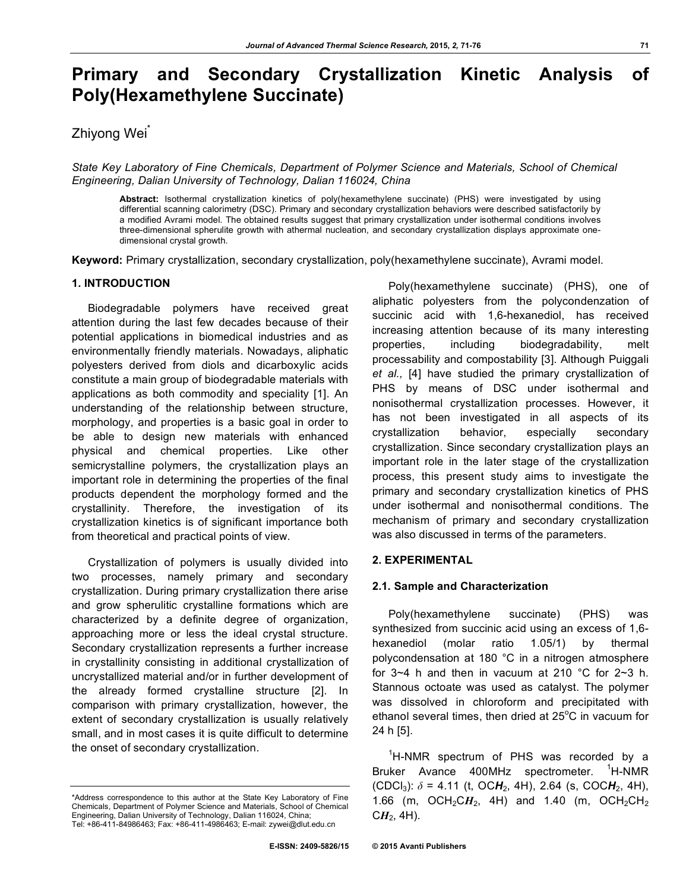# Primary and Secondary Crystallization Kinetic Analysis of Poly(Hexamethylene Succinate)

Zhiyong Wei*

*State Key Laboratory of Fine Chemicals, Department of Polymer Science and Materials, School of Chemical Engineering, Dalian University of Technology, Dalian 116024, China*

**Abstract:** Isothermal crystallization kinetics of poly(hexamethylene succinate) (PHS) were investigated by using differential scanning calorimetry (DSC). Primary and secondary crystallization behaviors were described satisfactorily by a modified Avrami model. The obtained results suggest that primary crystallization under isothermal conditions involves three-dimensional spherulite growth with athermal nucleation, and secondary crystallization displays approximate one-dimensional crystal growth.

**Keyword:** Primary crystallization, secondary crystallization, poly(hexamethylene succinate), Avrami model.

## 1. INTRODUCTION

Biodegradable polymers have received great attention during the last few decades because of their potential applications in biomedical industries and as environmentally friendly materials. Nowadays, aliphatic polyesters derived from diols and dicarboxylic acids constitute a main group of biodegradable materials with applications as both commodity and speciality [1]. An understanding of the relationship between structure, morphology, and properties is a basic goal in order to be able to design new materials with enhanced physical and chemical properties. Like other semicrystalline polymers, the crystallization plays an important role in determining the properties of the final products dependent the morphology formed and the crystallinity. Therefore, the investigation of its crystallization kinetics is of significant importance both from theoretical and practical points of view.

Crystallization of polymers is usually divided into two processes, namely primary and secondary crystallization. During primary crystallization there arise and grow spherulitic crystalline formations which are characterized by a definite degree of organization, approaching more or less the ideal crystal structure. Secondary crystallization represents a further increase in crystallinity consisting in additional crystallization of uncrystallized material and/or in further development of the already formed crystalline structure [2]. In comparison with primary crystallization, however, the extent of secondary crystallization is usually relatively small, and in most cases it is quite difficult to determine the onset of secondary crystallization.

Poly(hexamethylene succinate) (PHS), one of aliphatic polyesters from the polycondenzation of succinic acid with 1,6-hexanediol, has received increasing attention because of its many interesting properties, including biodegradability, melt processability and compostability [3]. Although Puiggali *et al.,* [4] have studied the primary crystallization of PHS by means of DSC under isothermal and nonisothermal crystallization processes. However, it has not been investigated in all aspects of its crystallization behavior, especially secondary crystallization. Since secondary crystallization plays an important role in the later stage of the crystallization process, this present study aims to investigate the primary and secondary crystallization kinetics of PHS under isothermal and nonisothermal conditions. The mechanism of primary and secondary crystallization was also discussed in terms of the parameters.

## 2. EXPERIMENTAL

### 2.1. Sample and Characterization

Poly(hexamethylene succinate) (PHS) was synthesized from succinic acid using an excess of 1,6-hexanediol (molar ratio 1.05/1) by thermal polycondensation at 180 °C in a nitrogen atmosphere for 3~4 h and then in vacuum at 210 °C for 2~3 h. Stannous octoate was used as catalyst. The polymer was dissolved in chloroform and precipitated with ethanol several times, then dried at 25°C in vacuum for 24 h [5].

$^1$H-NMR spectrum of PHS was recorded by a Bruker Avance 400MHz spectrometer. $^1$H-NMR ($CDCl_3$): $\delta$ = 4.11 (t, OC$\boldsymbol{H}_2$, 4H), 2.64 (s, COC$\boldsymbol{H}_2$, 4H), 1.66 (m, $OCH_2C\boldsymbol{H}_2$, 4H) and 1.40 (m, $OCH_2CH_2$ C$\boldsymbol{H}_2$, 4H).

*Address correspondence to this author at the State Key Laboratory of Fine Chemicals, Department of Polymer Science and Materials, School of Chemical Engineering, Dalian University of Technology, Dalian 116024, China; Tel: +86-411-84986463; Fax: +86-411-4986463; E-mail: zywei@dlut.edu.cn

E-ISSN: 2409-5826/15 © 2015 Avanti Publishers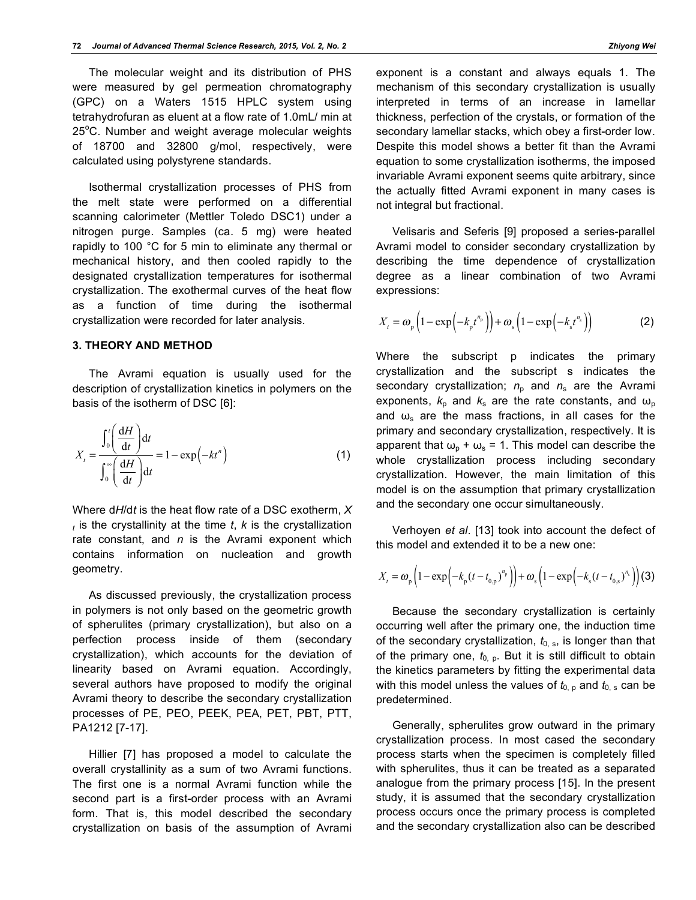The molecular weight and its distribution of PHS were measured by gel permeation chromatography (GPC) on a Waters 1515 HPLC system using tetrahydrofuran as eluent at a flow rate of 1.0mL/ min at 25°C. Number and weight average molecular weights of 18700 and 32800 g/mol, respectively, were calculated using polystyrene standards.

Isothermal crystallization processes of PHS from the melt state were performed on a differential scanning calorimeter (Mettler Toledo DSC1) under a nitrogen purge. Samples (ca. 5 mg) were heated rapidly to 100 °C for 5 min to eliminate any thermal or mechanical history, and then cooled rapidly to the designated crystallization temperatures for isothermal crystallization. The exothermal curves of the heat flow as a function of time during the isothermal crystallization were recorded for later analysis.

## 3. THEORY AND METHOD

The Avrami equation is usually used for the description of crystallization kinetics in polymers on the basis of the isotherm of DSC [6]:

$$X_t = \frac{\int_0^t \left(\frac{\mathrm{d}H}{\mathrm{d}t}\right)\mathrm{d}t}{\int_0^\infty \left(\frac{\mathrm{d}H}{\mathrm{d}t}\right)\mathrm{d}t} = 1 - \exp\left(-kt^n\right) \tag{1}$$

Where $\mathrm{d}H/\mathrm{d}t$ is the heat flow rate of a DSC exotherm, $X_t$ is the crystallinity at the time $t$, $k$ is the crystallization rate constant, and $n$ is the Avrami exponent which contains information on nucleation and growth geometry.

As discussed previously, the crystallization process in polymers is not only based on the geometric growth of spherulites (primary crystallization), but also on a perfection process inside of them (secondary crystallization), which accounts for the deviation of linearity based on Avrami equation. Accordingly, several authors have proposed to modify the original Avrami theory to describe the secondary crystallization processes of PE, PEO, PEEK, PEA, PET, PBT, PTT, PA1212 [7-17].

Hillier [7] has proposed a model to calculate the overall crystallinity as a sum of two Avrami functions. The first one is a normal Avrami function while the second part is a first-order process with an Avrami form. That is, this model described the secondary crystallization on basis of the assumption of Avrami exponent is a constant and always equals 1. The mechanism of this secondary crystallization is usually interpreted in terms of an increase in lamellar thickness, perfection of the crystals, or formation of the secondary lamellar stacks, which obey a first-order low. Despite this model shows a better fit than the Avrami equation to some crystallization isotherms, the imposed invariable Avrami exponent seems quite arbitrary, since the actually fitted Avrami exponent in many cases is not integral but fractional.

Velisaris and Seferis [9] proposed a series-parallel Avrami model to consider secondary crystallization by describing the time dependence of crystallization degree as a linear combination of two Avrami expressions:

$$X_t = \omega_p\left(1 - \exp\left(-k_p t^{n_p}\right)\right) + \omega_s\left(1 - \exp\left(-k_s t^{n_s}\right)\right) \tag{2}$$

Where the subscript p indicates the primary crystallization and the subscript s indicates the secondary crystallization; $n_p$ and $n_s$ are the Avrami exponents, $k_p$ and $k_s$ are the rate constants, and $\omega_p$ and $\omega_s$ are the mass fractions, in all cases for the primary and secondary crystallization, respectively. It is apparent that $\omega_p + \omega_s = 1$. This model can describe the whole crystallization process including secondary crystallization. However, the main limitation of this model is on the assumption that primary crystallization and the secondary one occur simultaneously.

Verhoyen *et al*. [13] took into account the defect of this model and extended it to be a new one:

$$X_t = \omega_p\left(1 - \exp\left(-k_p (t - t_{0,p})^{n_p}\right)\right) + \omega_s\left(1 - \exp\left(-k_s (t - t_{0,s})^{n_s}\right)\right) \tag{3}$$

Because the secondary crystallization is certainly occurring well after the primary one, the induction time of the secondary crystallization, $t_{0,s}$, is longer than that of the primary one, $t_{0,p}$. But it is still difficult to obtain the kinetics parameters by fitting the experimental data with this model unless the values of $t_{0,p}$ and $t_{0,s}$ can be predetermined.

Generally, spherulites grow outward in the primary crystallization process. In most cased the secondary process starts when the specimen is completely filled with spherulites, thus it can be treated as a separated analogue from the primary process [15]. In the present study, it is assumed that the secondary crystallization process occurs once the primary process is completed and the secondary crystallization also can be described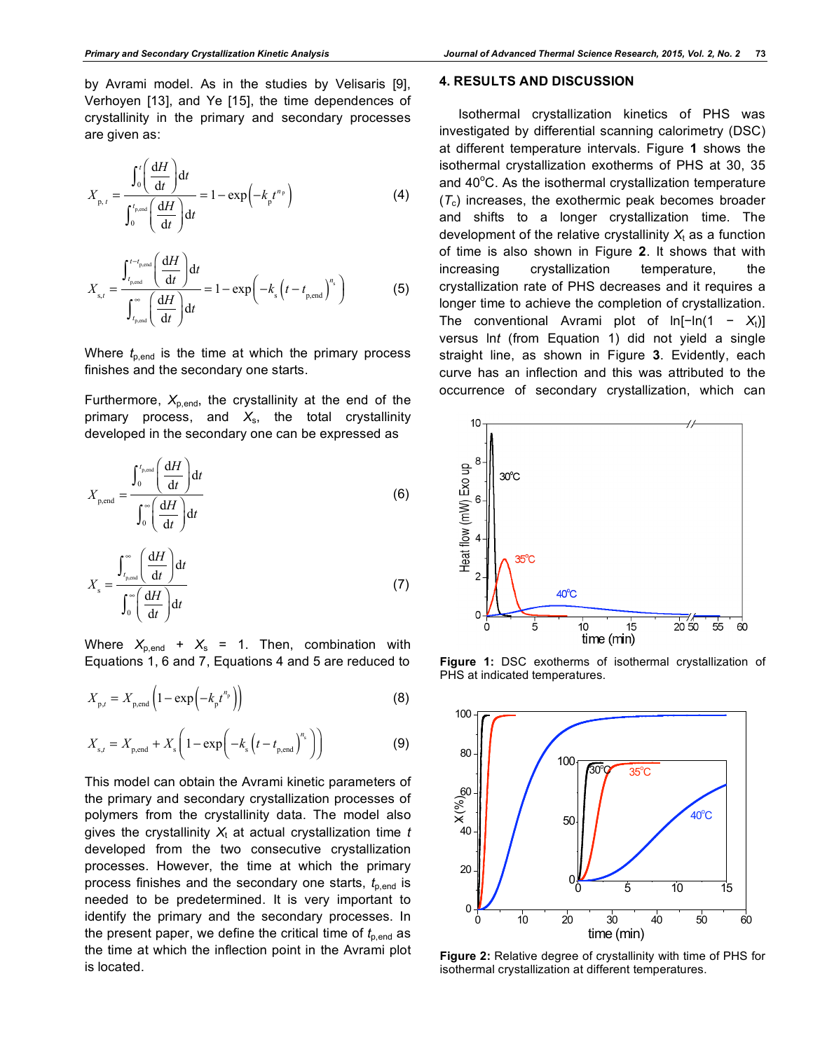by Avrami model. As in the studies by Velisaris [9], Verhoyen [13], and Ye [15], the time dependences of crystallinity in the primary and secondary processes are given as:

$$X_{\mathrm{p},t} = \frac{\int_0^t \left(\frac{\mathrm{d}H}{\mathrm{d}t}\right)\mathrm{d}t}{\int_0^{t_{\mathrm{p,end}}} \left(\frac{\mathrm{d}H}{\mathrm{d}t}\right)\mathrm{d}t} = 1 - \exp\left(-k_\mathrm{p} t^{n_\mathrm{p}}\right) \tag{4}$$

$$X_{\mathrm{s},t} = \frac{\int_{t_{\mathrm{p,end}}}^{t-t_{\mathrm{p,end}}} \left(\frac{\mathrm{d}H}{\mathrm{d}t}\right)\mathrm{d}t}{\int_{t_{\mathrm{p,end}}}^{\infty} \left(\frac{\mathrm{d}H}{\mathrm{d}t}\right)\mathrm{d}t} = 1 - \exp\left(-k_\mathrm{s}\left(t - t_{\mathrm{p,end}}\right)^{n_\mathrm{s}}\right) \tag{5}$$

Where $t_{\mathrm{p,end}}$ is the time at which the primary process finishes and the secondary one starts.

Furthermore, $X_{\mathrm{p,end}}$, the crystallinity at the end of the primary process, and $X_\mathrm{s}$, the total crystallinity developed in the secondary one can be expressed as

$$X_{\mathrm{p,end}} = \frac{\int_0^{t_{\mathrm{p,end}}} \left(\frac{\mathrm{d}H}{\mathrm{d}t}\right)\mathrm{d}t}{\int_0^{\infty} \left(\frac{\mathrm{d}H}{\mathrm{d}t}\right)\mathrm{d}t} \tag{6}$$

$$X_\mathrm{s} = \frac{\int_{t_{\mathrm{p,end}}}^{\infty} \left(\frac{\mathrm{d}H}{\mathrm{d}t}\right)\mathrm{d}t}{\int_0^{\infty} \left(\frac{\mathrm{d}H}{\mathrm{d}t}\right)\mathrm{d}t} \tag{7}$$

Where $X_{\mathrm{p,end}} + X_\mathrm{s} = 1$. Then, combination with Equations 1, 6 and 7, Equations 4 and 5 are reduced to

$$X_{\mathrm{p},t} = X_{\mathrm{p,end}}\left(1 - \exp\left(-k_\mathrm{p} t^{n_\mathrm{p}}\right)\right) \tag{8}$$

$$X_{\mathrm{s},t} = X_{\mathrm{p,end}} + X_\mathrm{s}\left(1 - \exp\left(-k_\mathrm{s}\left(t - t_{\mathrm{p,end}}\right)^{n_\mathrm{s}}\right)\right) \tag{9}$$

This model can obtain the Avrami kinetic parameters of the primary and secondary crystallization processes of polymers from the crystallinity data. The model also gives the crystallinity $X_t$ at actual crystallization time $t$ developed from the two consecutive crystallization processes. However, the time at which the primary process finishes and the secondary one starts, $t_{\mathrm{p,end}}$ is needed to be predetermined. It is very important to identify the primary and the secondary processes. In the present paper, we define the critical time of $t_{\mathrm{p,end}}$ as the time at which the inflection point in the Avrami plot is located.

## 4. RESULTS AND DISCUSSION

Isothermal crystallization kinetics of PHS was investigated by differential scanning calorimetry (DSC) at different temperature intervals. Figure **1** shows the isothermal crystallization exotherms of PHS at 30, 35 and 40°C. As the isothermal crystallization temperature ($T_c$) increases, the exothermic peak becomes broader and shifts to a longer crystallization time. The development of the relative crystallinity $X_t$ as a function of time is also shown in Figure **2**. It shows that with increasing crystallization temperature, the crystallization rate of PHS decreases and it requires a longer time to achieve the completion of crystallization. The conventional Avrami plot of $\ln[-\ln(1 - X_t)]$ versus $\ln t$ (from Equation 1) did not yield a single straight line, as shown in Figure **3**. Evidently, each curve has an inflection and this was attributed to the occurrence of secondary crystallization, which can

**Figure 1:** DSC exotherms of isothermal crystallization of PHS at indicated temperatures.

**Figure 2:** Relative degree of crystallinity with time of PHS for isothermal crystallization at different temperatures.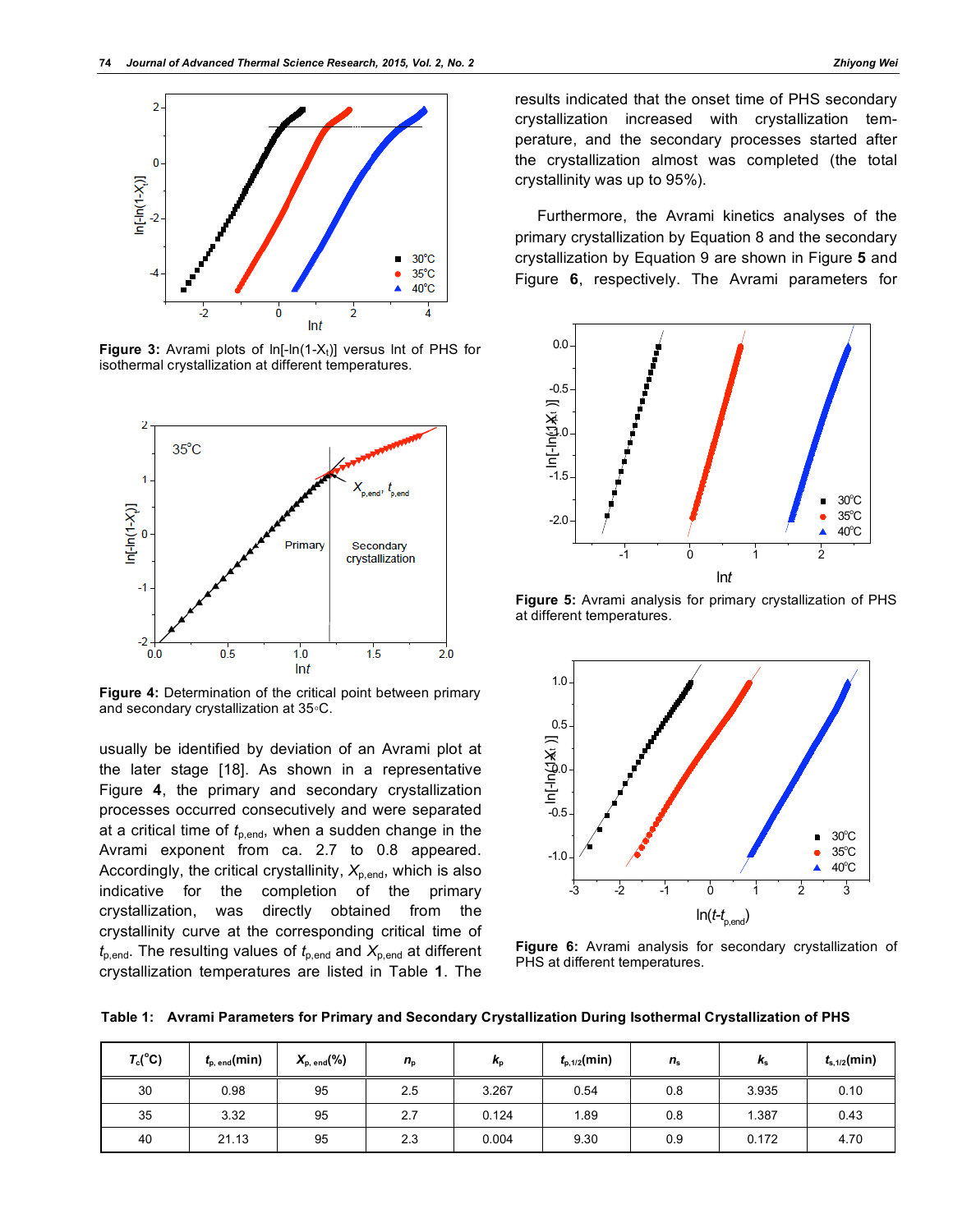**Figure 3:** Avrami plots of ln[-ln(1-$X_t$)] versus ln$t$ of PHS for isothermal crystallization at different temperatures.

**Figure 4:** Determination of the critical point between primary and secondary crystallization at 35◦C.

usually be identified by deviation of an Avrami plot at the later stage [18]. As shown in a representative Figure **4**, the primary and secondary crystallization processes occurred consecutively and were separated at a critical time of $t_{p,end}$, when a sudden change in the Avrami exponent from ca. 2.7 to 0.8 appeared. Accordingly, the critical crystallinity, $X_{p,end}$, which is also indicative for the completion of the primary crystallization, was directly obtained from the crystallinity curve at the corresponding critical time of $t_{p,end}$. The resulting values of $t_{p,end}$ and $X_{p,end}$ at different crystallization temperatures are listed in Table **1**. The results indicated that the onset time of PHS secondary crystallization increased with crystallization temperature, and the secondary processes started after the crystallization almost was completed (the total crystallinity was up to 95%).

Furthermore, the Avrami kinetics analyses of the primary crystallization by Equation 8 and the secondary crystallization by Equation 9 are shown in Figure **5** and Figure **6**, respectively. The Avrami parameters for

**Figure 5:** Avrami analysis for primary crystallization of PHS at different temperatures.

**Figure 6:** Avrami analysis for secondary crystallization of PHS at different temperatures.

**Table 1: Avrami Parameters for Primary and Secondary Crystallization During Isothermal Crystallization of PHS**

| $T_c$(°C) | $t_{p,end}$(min) | $X_{p,end}$(%) | $n_p$ | $k_p$ | $t_{p,1/2}$(min) | $n_s$ | $k_s$ | $t_{s,1/2}$(min) |
|---|---|---|---|---|---|---|---|---|
| 30 | 0.98 | 95 | 2.5 | 3.267 | 0.54 | 0.8 | 3.935 | 0.10 |
| 35 | 3.32 | 95 | 2.7 | 0.124 | 1.89 | 0.8 | 1.387 | 0.43 |
| 40 | 21.13 | 95 | 2.3 | 0.004 | 9.30 | 0.9 | 0.172 | 4.70 |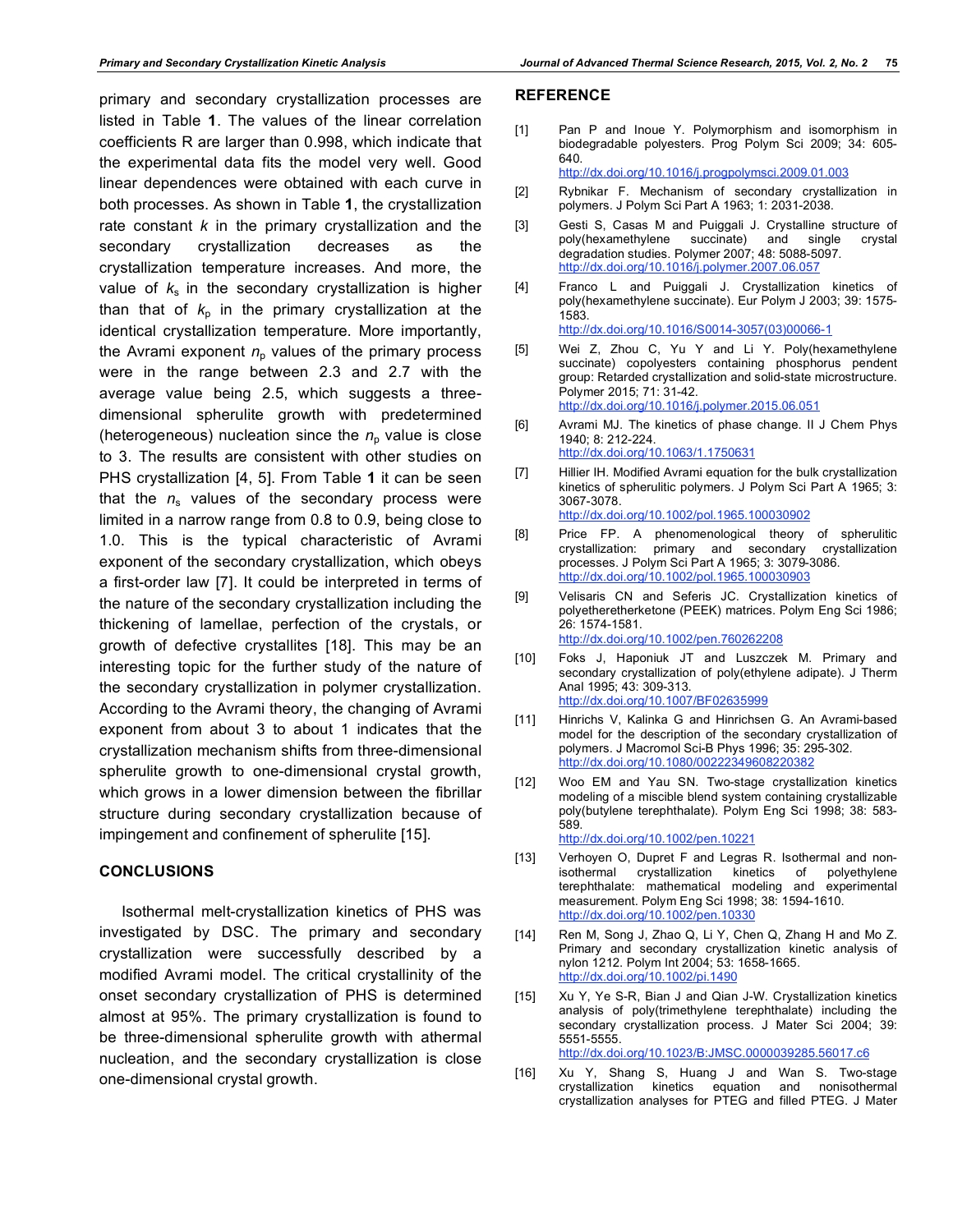primary and secondary crystallization processes are listed in Table **1**. The values of the linear correlation coefficients R are larger than 0.998, which indicate that the experimental data fits the model very well. Good linear dependences were obtained with each curve in both processes. As shown in Table **1**, the crystallization rate constant $k$ in the primary crystallization and the secondary crystallization decreases as the crystallization temperature increases. And more, the value of $k_s$ in the secondary crystallization is higher than that of $k_p$ in the primary crystallization at the identical crystallization temperature. More importantly, the Avrami exponent $n_p$ values of the primary process were in the range between 2.3 and 2.7 with the average value being 2.5, which suggests a three-dimensional spherulite growth with predetermined (heterogeneous) nucleation since the $n_p$ value is close to 3. The results are consistent with other studies on PHS crystallization [4, 5]. From Table **1** it can be seen that the $n_s$ values of the secondary process were limited in a narrow range from 0.8 to 0.9, being close to 1.0. This is the typical characteristic of Avrami exponent of the secondary crystallization, which obeys a first-order law [7]. It could be interpreted in terms of the nature of the secondary crystallization including the thickening of lamellae, perfection of the crystals, or growth of defective crystallites [18]. This may be an interesting topic for the further study of the nature of the secondary crystallization in polymer crystallization. According to the Avrami theory, the changing of Avrami exponent from about 3 to about 1 indicates that the crystallization mechanism shifts from three-dimensional spherulite growth to one-dimensional crystal growth, which grows in a lower dimension between the fibrillar structure during secondary crystallization because of impingement and confinement of spherulite [15].

## CONCLUSIONS

Isothermal melt-crystallization kinetics of PHS was investigated by DSC. The primary and secondary crystallization were successfully described by a modified Avrami model. The critical crystallinity of the onset secondary crystallization of PHS is determined almost at 95%. The primary crystallization is found to be three-dimensional spherulite growth with athermal nucleation, and the secondary crystallization is close one-dimensional crystal growth.

## REFERENCE

[1] Pan P and Inoue Y. Polymorphism and isomorphism in biodegradable polyesters. Prog Polym Sci 2009; 34: 605-640.
http://dx.doi.org/10.1016/j.progpolymsci.2009.01.003

[2] Rybnikar F. Mechanism of secondary crystallization in polymers. J Polym Sci Part A 1963; 1: 2031-2038.

[3] Gesti S, Casas M and Puiggali J. Crystalline structure of poly(hexamethylene succinate) and single crystal degradation studies. Polymer 2007; 48: 5088-5097.
http://dx.doi.org/10.1016/j.polymer.2007.06.057

[4] Franco L and Puiggali J. Crystallization kinetics of poly(hexamethylene succinate). Eur Polym J 2003; 39: 1575-1583.
http://dx.doi.org/10.1016/S0014-3057(03)00066-1

[5] Wei Z, Zhou C, Yu Y and Li Y. Poly(hexamethylene succinate) copolyesters containing phosphorus pendent group: Retarded crystallization and solid-state microstructure. Polymer 2015; 71: 31-42.
http://dx.doi.org/10.1016/j.polymer.2015.06.051

[6] Avrami MJ. The kinetics of phase change. II J Chem Phys 1940; 8: 212-224.
http://dx.doi.org/10.1063/1.1750631

[7] Hillier IH. Modified Avrami equation for the bulk crystallization kinetics of spherulitic polymers. J Polym Sci Part A 1965; 3: 3067-3078.
http://dx.doi.org/10.1002/pol.1965.100030902

[8] Price FP. A phenomenological theory of spherulitic crystallization: primary and secondary crystallization processes. J Polym Sci Part A 1965; 3: 3079-3086.
http://dx.doi.org/10.1002/pol.1965.100030903

[9] Velisaris CN and Seferis JC. Crystallization kinetics of polyetheretherketone (PEEK) matrices. Polym Eng Sci 1986; 26: 1574-1581.
http://dx.doi.org/10.1002/pen.760262208

[10] Foks J, Haponiuk JT and Luszczek M. Primary and secondary crystallization of poly(ethylene adipate). J Therm Anal 1995; 43: 309-313.
http://dx.doi.org/10.1007/BF02635999

[11] Hinrichs V, Kalinka G and Hinrichsen G. An Avrami-based model for the description of the secondary crystallization of polymers. J Macromol Sci-B Phys 1996; 35: 295-302.
http://dx.doi.org/10.1080/00222349608220382

[12] Woo EM and Yau SN. Two-stage crystallization kinetics modeling of a miscible blend system containing crystallizable poly(butylene terephthalate). Polym Eng Sci 1998; 38: 583-589.
http://dx.doi.org/10.1002/pen.10221

[13] Verhoyen O, Dupret F and Legras R. Isothermal and non-isothermal crystallization kinetics of polyethylene terephthalate: mathematical modeling and experimental measurement. Polym Eng Sci 1998; 38: 1594-1610.
http://dx.doi.org/10.1002/pen.10330

[14] Ren M, Song J, Zhao Q, Li Y, Chen Q, Zhang H and Mo Z. Primary and secondary crystallization kinetic analysis of nylon 1212. Polym Int 2004; 53: 1658-1665.
http://dx.doi.org/10.1002/pi.1490

[15] Xu Y, Ye S-R, Bian J and Qian J-W. Crystallization kinetics analysis of poly(trimethylene terephthalate) including the secondary crystallization process. J Mater Sci 2004; 39: 5551-5555.
http://dx.doi.org/10.1023/B:JMSC.0000039285.56017.c6

[16] Xu Y, Shang S, Huang J and Wan S. Two-stage crystallization kinetics equation and nonisothermal crystallization analyses for PTEG and filled PTEG. J Mater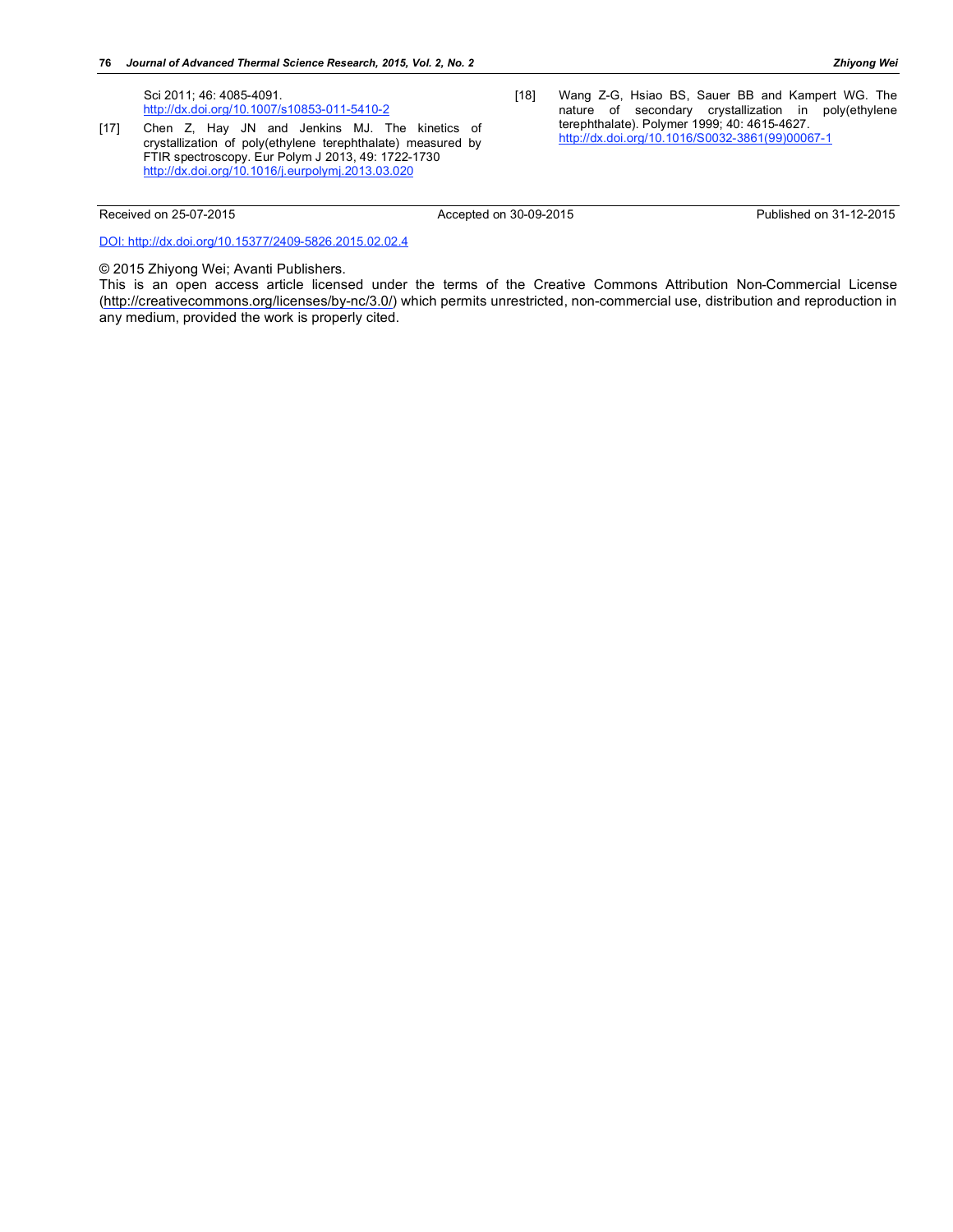Sci 2011; 46: 4085-4091.
http://dx.doi.org/10.1007/s10853-011-5410-2

[17] Chen Z, Hay JN and Jenkins MJ. The kinetics of crystallization of poly(ethylene terephthalate) measured by FTIR spectroscopy. Eur Polym J 2013, 49: 1722-1730
http://dx.doi.org/10.1016/j.eurpolymj.2013.03.020

[18] Wang Z-G, Hsiao BS, Sauer BB and Kampert WG. The nature of secondary crystallization in poly(ethylene terephthalate). Polymer 1999; 40: 4615-4627.
http://dx.doi.org/10.1016/S0032-3861(99)00067-1

---

Received on 25-07-2015 | Accepted on 30-09-2015 | Published on 31-12-2015

DOI: http://dx.doi.org/10.15377/2409-5826.2015.02.02.4

© 2015 Zhiyong Wei; Avanti Publishers.

This is an open access article licensed under the terms of the Creative Commons Attribution Non-Commercial License (http://creativecommons.org/licenses/by-nc/3.0/) which permits unrestricted, non-commercial use, distribution and reproduction in any medium, provided the work is properly cited.